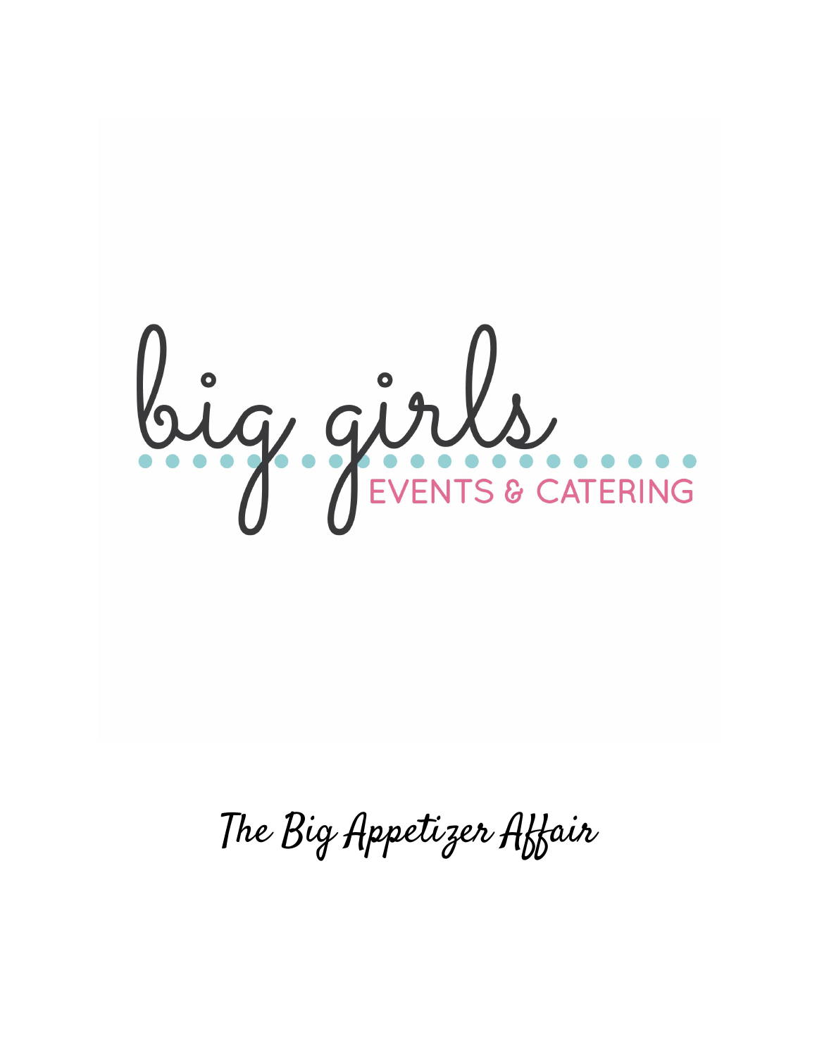# big girls

EVENTS & CATERING

## The Big Appetizer Affair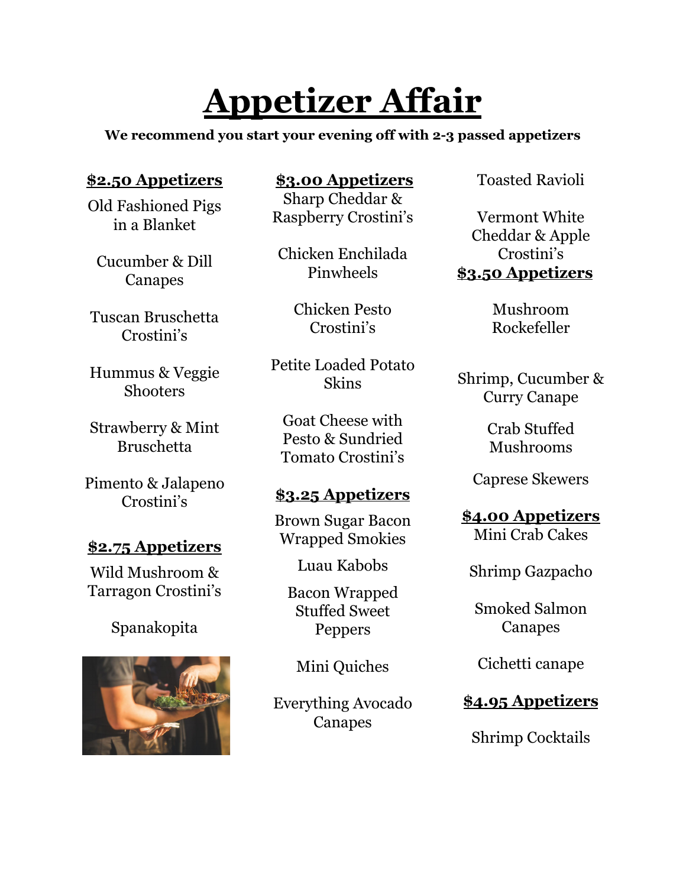# Appetizer Affair

**We recommend you start your evening off with 2-3 passed appetizers**

## $2.50 Appetizers

Old Fashioned Pigs in a Blanket

Cucumber & Dill Canapes

Tuscan Bruschetta Crostini's

Hummus & Veggie Shooters

Strawberry & Mint Bruschetta

Pimento & Jalapeno Crostini's

## $2.75 Appetizers

Wild Mushroom & Tarragon Crostini's

Spanakopita

## $3.00 Appetizers

Sharp Cheddar & Raspberry Crostini's

Chicken Enchilada Pinwheels

Chicken Pesto Crostini's

Petite Loaded Potato Skins

Goat Cheese with Pesto & Sundried Tomato Crostini's

## $3.25 Appetizers

Brown Sugar Bacon Wrapped Smokies

Luau Kabobs

Bacon Wrapped Stuffed Sweet Peppers

Mini Quiches

Everything Avocado Canapes

Toasted Ravioli

Vermont White Cheddar & Apple Crostini's

## $3.50 Appetizers

Mushroom Rockefeller

Shrimp, Cucumber & Curry Canape

Crab Stuffed Mushrooms

Caprese Skewers

## $4.00 Appetizers

Mini Crab Cakes

Shrimp Gazpacho

Smoked Salmon Canapes

Cichetti canape

## $4.95 Appetizers

Shrimp Cocktails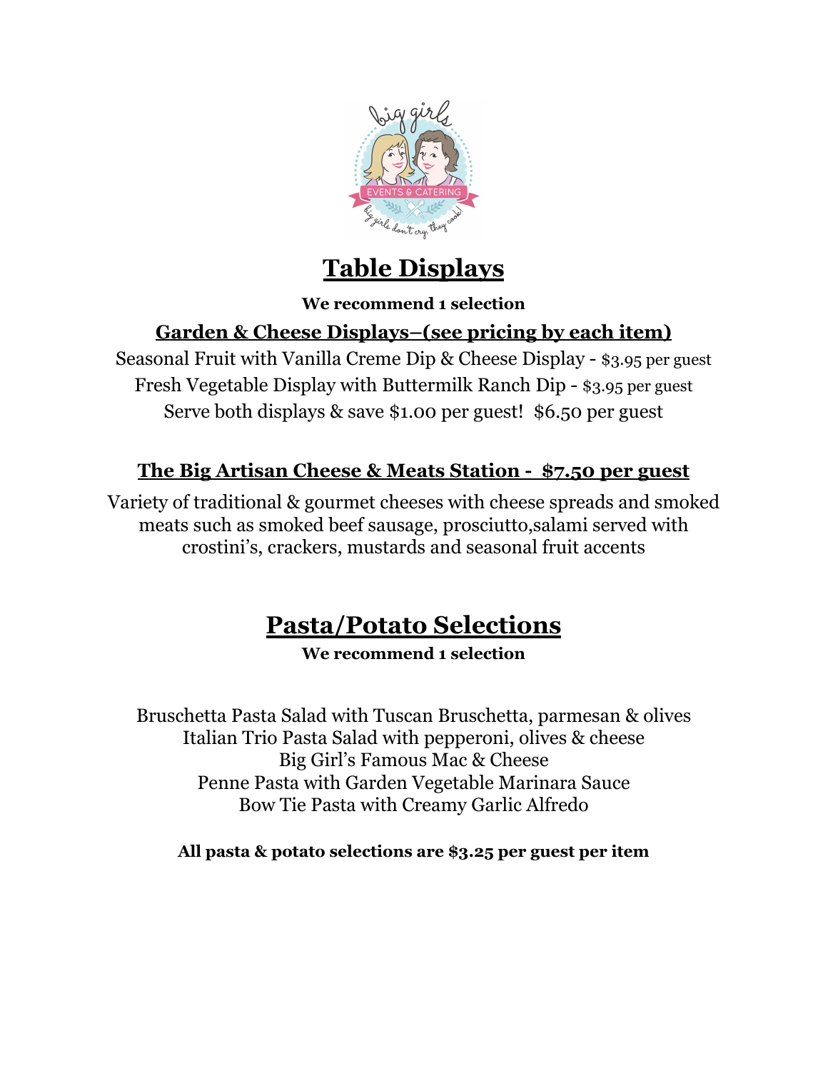# Table Displays

**We recommend 1 selection**

## Garden & Cheese Displays–(see pricing by each item)

Seasonal Fruit with Vanilla Creme Dip & Cheese Display - $3.95 per guest
Fresh Vegetable Display with Buttermilk Ranch Dip - $3.95 per guest
Serve both displays & save $1.00 per guest!  $6.50 per guest

## The Big Artisan Cheese & Meats Station -  $7.50 per guest

Variety of traditional & gourmet cheeses with cheese spreads and smoked meats such as smoked beef sausage, prosciutto,salami served with crostini's, crackers, mustards and seasonal fruit accents

# Pasta/Potato Selections

**We recommend 1 selection**

Bruschetta Pasta Salad with Tuscan Bruschetta, parmesan & olives
Italian Trio Pasta Salad with pepperoni, olives & cheese
Big Girl's Famous Mac & Cheese
Penne Pasta with Garden Vegetable Marinara Sauce
Bow Tie Pasta with Creamy Garlic Alfredo

**All pasta & potato selections are $3.25 per guest per item**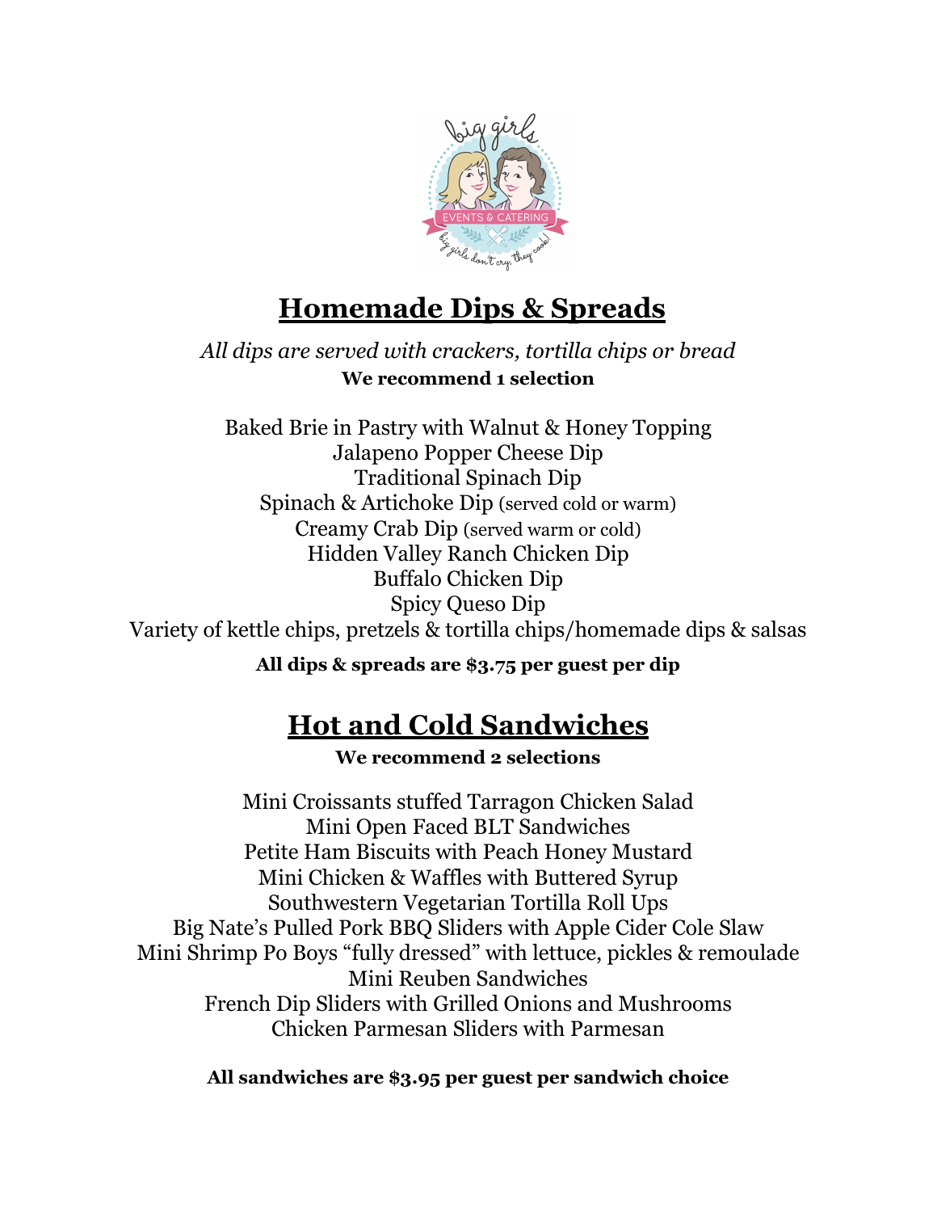## Homemade Dips & Spreads

*All dips are served with crackers, tortilla chips or bread*
**We recommend 1 selection**

Baked Brie in Pastry with Walnut & Honey Topping
Jalapeno Popper Cheese Dip
Traditional Spinach Dip
Spinach & Artichoke Dip (served cold or warm)
Creamy Crab Dip (served warm or cold)
Hidden Valley Ranch Chicken Dip
Buffalo Chicken Dip
Spicy Queso Dip
Variety of kettle chips, pretzels & tortilla chips/homemade dips & salsas

**All dips & spreads are $3.75 per guest per dip**

## Hot and Cold Sandwiches

**We recommend 2 selections**

Mini Croissants stuffed Tarragon Chicken Salad
Mini Open Faced BLT Sandwiches
Petite Ham Biscuits with Peach Honey Mustard
Mini Chicken & Waffles with Buttered Syrup
Southwestern Vegetarian Tortilla Roll Ups
Big Nate's Pulled Pork BBQ Sliders with Apple Cider Cole Slaw
Mini Shrimp Po Boys "fully dressed" with lettuce, pickles & remoulade
Mini Reuben Sandwiches
French Dip Sliders with Grilled Onions and Mushrooms
Chicken Parmesan Sliders with Parmesan

**All sandwiches are $3.95 per guest per sandwich choice**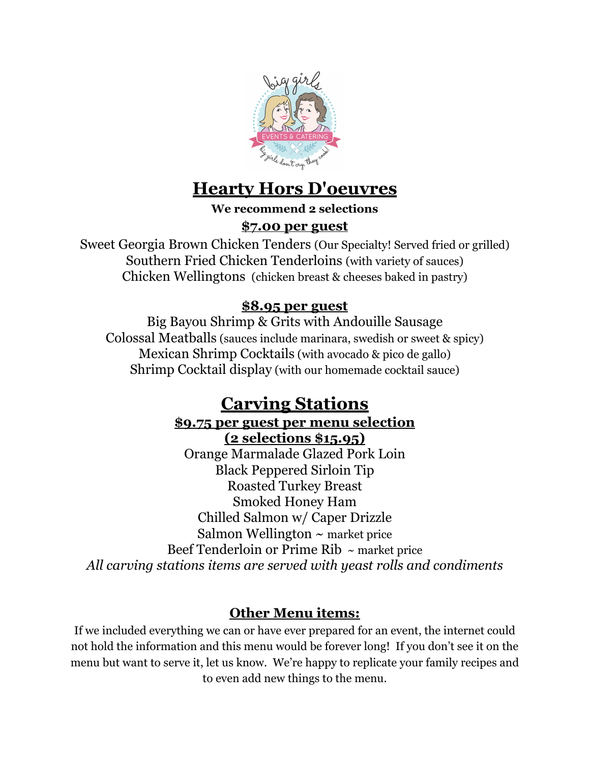# Hearty Hors D'oeuvres

**We recommend 2 selections**

**$7.00 per guest**

Sweet Georgia Brown Chicken Tenders (Our Specialty! Served fried or grilled)
Southern Fried Chicken Tenderloins (with variety of sauces)
Chicken Wellingtons (chicken breast & cheeses baked in pastry)

**$8.95 per guest**

Big Bayou Shrimp & Grits with Andouille Sausage
Colossal Meatballs (sauces include marinara, swedish or sweet & spicy)
Mexican Shrimp Cocktails (with avocado & pico de gallo)
Shrimp Cocktail display (with our homemade cocktail sauce)

# Carving Stations

**$9.75 per guest per menu selection**
**(2 selections $15.95)**

Orange Marmalade Glazed Pork Loin
Black Peppered Sirloin Tip
Roasted Turkey Breast
Smoked Honey Ham
Chilled Salmon w/ Caper Drizzle
Salmon Wellington ~ market price
Beef Tenderloin or Prime Rib ~ market price

*All carving stations items are served with yeast rolls and condiments*

## Other Menu items:

If we included everything we can or have ever prepared for an event, the internet could not hold the information and this menu would be forever long! If you don't see it on the menu but want to serve it, let us know. We're happy to replicate your family recipes and to even add new things to the menu.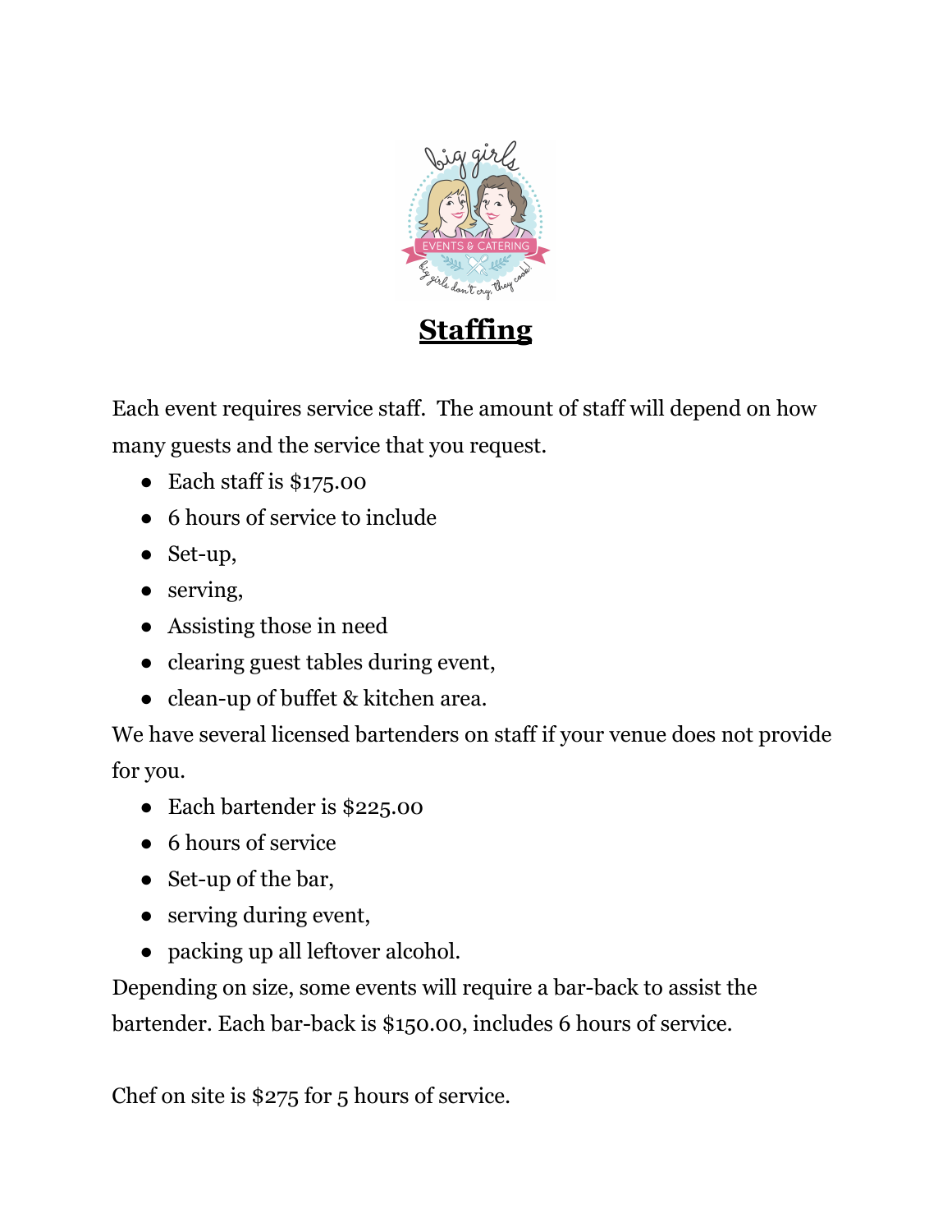# **Staffing**

Each event requires service staff. The amount of staff will depend on how many guests and the service that you request.

- Each staff is $175.00
- 6 hours of service to include
- Set-up,
- serving,
- Assisting those in need
- clearing guest tables during event,
- clean-up of buffet & kitchen area.

We have several licensed bartenders on staff if your venue does not provide for you.

- Each bartender is $225.00
- 6 hours of service
- Set-up of the bar,
- serving during event,
- packing up all leftover alcohol.

Depending on size, some events will require a bar-back to assist the bartender. Each bar-back is $150.00, includes 6 hours of service.

Chef on site is $275 for 5 hours of service.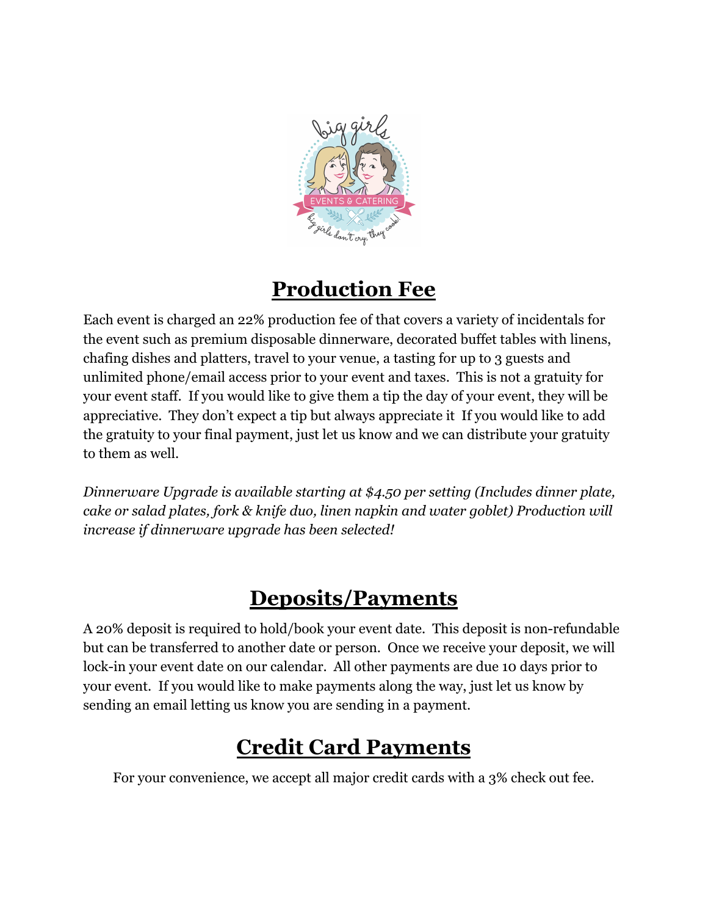## Production Fee

Each event is charged an 22% production fee of that covers a variety of incidentals for the event such as premium disposable dinnerware, decorated buffet tables with linens, chafing dishes and platters, travel to your venue, a tasting for up to 3 guests and unlimited phone/email access prior to your event and taxes. This is not a gratuity for your event staff. If you would like to give them a tip the day of your event, they will be appreciative. They don't expect a tip but always appreciate it If you would like to add the gratuity to your final payment, just let us know and we can distribute your gratuity to them as well.

*Dinnerware Upgrade is available starting at $4.50 per setting (Includes dinner plate, cake or salad plates, fork & knife duo, linen napkin and water goblet) Production will increase if dinnerware upgrade has been selected!*

## Deposits/Payments

A 20% deposit is required to hold/book your event date. This deposit is non-refundable but can be transferred to another date or person. Once we receive your deposit, we will lock-in your event date on our calendar. All other payments are due 10 days prior to your event. If you would like to make payments along the way, just let us know by sending an email letting us know you are sending in a payment.

## Credit Card Payments

For your convenience, we accept all major credit cards with a 3% check out fee.